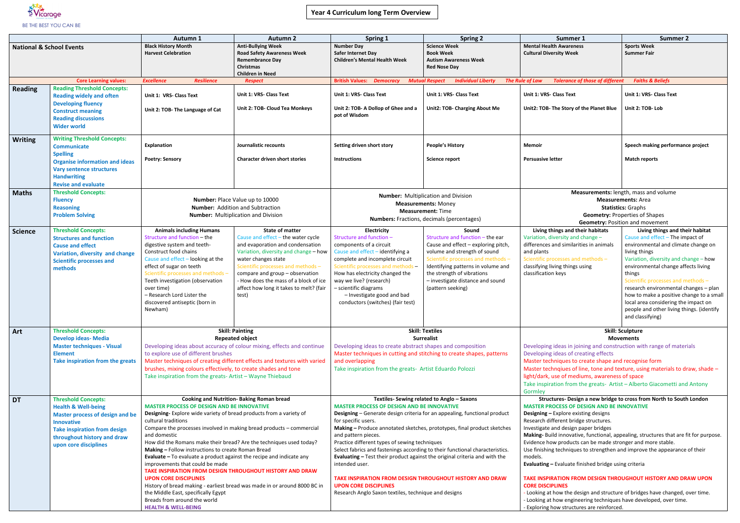Vicarage

BE THE BEST YOU CAN BE

# Year 4 Curriculum long Term Overview

| | | Autumn 1 | Autumn 2 | Spring 1 | Spring 2 | Summer 1 | Summer 2 |
|---|---|---|---|---|---|---|---|
| **National & School Events** | | **Black History Month**<br>**Harvest Celebration** | **Anti-Bullying Week**<br>**Road Safety Awareness Week**<br>**Remembrance Day**<br>**Christmas**<br>**Children in Need** | **Number Day**<br>**Safer Internet Day**<br>**Children's Mental Health Week** | **Science Week**<br>**Book Week**<br>**Autism Awareness Week**<br>**Red Nose Day** | **Mental Health Awareness**<br>**Cultural Diversity Week** | **Sports Week**<br>**Summer Fair** |
| | Core Learning values: | *Excellence* *Resilience* | *Respect* | British Values: *Democracy* *Mutual Respect* | *Individual Liberty* | *The Rule of Law* *Tolerance of those of different* | *Faiths & Beliefs* |
| **Reading** | **Reading Threshold Concepts:**<br>Reading widely and often<br>Developing fluency<br>Construct meaning<br>Reading discussions<br>Wider world | **Unit 1: VRS- Class Text**<br><br>**Unit 2: TOB- The Language of Cat** | **Unit 1: VRS- Class Text**<br><br>**Unit 2: TOB- Cloud Tea Monkeys** | **Unit 1: VRS- Class Text**<br><br>**Unit 2: TOB- A Dollop of Ghee and a pot of Wisdom** | **Unit 1: VRS- Class Text**<br><br>**Unit2: TOB- Charging About Me** | **Unit 1: VRS- Class Text**<br><br>**Unit2: TOB- The Story of the Planet Blue** | **Unit 1: VRS- Class Text**<br><br>**Unit 2: TOB- Lob** |
| **Writing** | **Writing Threshold Concepts:**<br>Communicate<br>Spelling<br>Organise information and ideas<br>Vary sentence structures<br>Handwriting<br>Revise and evaluate | **Explanation**<br><br>**Poetry: Sensory** | **Journalistic recounts**<br><br>**Character driven short stories** | **Setting driven short story**<br><br>**Instructions** | **People's History**<br><br>**Science report** | **Memoir**<br><br>**Persuasive letter** | **Speech making performance project**<br><br>**Match reports** |
| **Maths** | **Threshold Concepts:**<br>Fluency<br>Reasoning<br>Problem Solving | **Number:** Place Value up to 10000<br>**Number:** Addition and Subtraction<br>**Number:** Multiplication and Division | | **Number:** Multiplication and Division<br>**Measurements:** Money<br>**Measurement:** Time<br>**Numbers:** Fractions, decimals (percentages) | | **Measurements:** length, mass and volume<br>**Measurements:** Area<br>**Statistics:** Graphs<br>**Geometry:** Properties of Shapes<br>**Geometry:** Position and movement | |
| **Science** | **Threshold Concepts:**<br>Structures and function<br>Cause and effect<br>Variation, diversity and change<br>Scientific processes and methods | **Animals including Humans**<br>Structure and function – the digestive system and teeth-Construct food chains<br>Cause and effect – looking at the effect of sugar on teeth<br>Scientific processes and methods – Teeth investigation (observation over time)<br>– Research Lord Lister the discovered antiseptic (born in Newham) | **State of matter**<br>Cause and effect – the water cycle and evaporation and condensation<br>Variation, diversity and change – how water changes state<br>Scientific processes and methods – compare and group – observation<br>- How does the mass of a block of ice affect how long it takes to melt? (fair test) | **Electricity**<br>Structure and function – components of a circuit<br>Cause and effect – identifying a complete and incomplete circuit<br>Scientific processes and methods – How has electricity changed the way we live? (research)<br>– scientific diagrams<br>– Investigate good and bad conductors (switches) (fair test) | **Sound**<br>Structure and function – the ear<br>Cause and effect – exploring pitch, volume and strength of sound<br>Scientific processes and methods – Identifying patterns in volume and the strength of vibrations<br>– investigate distance and sound (pattern seeking) | **Living things and their habitats**<br>Variation, diversity and change – differences and similarities in animals and plants<br>Scientific processes and methods – classifying living things using classification keys | **Living things and their habitat**<br>Cause and effect – The impact of environmental and climate change on living things<br>Variation, diversity and change – how environmental change affects living things<br>Scientific processes and methods – research environmental changes – plan how to make a positive change to a small local area considering the impact on people and other living things. (identify and classifying) |
| **Art** | **Threshold Concepts:**<br>Develop ideas- Media<br>Master techniques - Visual Element<br>Take inspiration from the greats | **Skill: Painting**<br>**Repeated object**<br>Developing ideas about accuracy of colour mixing, effects and continue to explore use of different brushes<br>Master techniques of creating different effects and textures with varied brushes, mixing colours effectively, to create shades and tone<br>Take inspiration from the greats- Artist – Wayne Thiebaud | | **Skill: Textiles**<br>**Surrealist**<br>Developing ideas to create abstract shapes and composition<br>Master techniques in cutting and stitching to create shapes, patterns and overlapping<br>Take inspiration from the greats- Artist Eduardo Polozzi | | **Skill: Sculpture**<br>**Movements**<br>Developing ideas in joining and construction with range of materials<br>Developing ideas of creating effects<br>Master techniques to create shape and recognise form<br>Master technqiues of line, tone and texture, using materials to draw, shade – light/dark, use of mediums, awareness of space<br>Take inspiration from the greats- Artist – Alberto Giacometti and Antony Gormley | |
| **DT** | **Threshold Concepts:**<br>Health & Well-being<br>Master process of design and be Innovative<br>Take inspiration from design throughout history and draw upon core disciplines | **Cooking and Nutrition- Baking Roman bread**<br>**MASTER PROCESS OF DESIGN AND BE INNOVATIVE**<br>**Designing-** Explore wide variety of bread products from a variety of cultural traditions<br>Compare the processes involved in making bread products – commercial and domestic<br>How did the Romans make their bread? Are the techniques used today?<br>**Making –** Follow instructions to create Roman Bread<br>**Evaluate –** To evaluate a product against the recipe and indicate any improvements that could be made<br>**TAKE INSPIRATION FROM DESIGN THROUGHOUT HISTORY AND DRAW UPON CORE DISCIPLINES**<br>History of bread making - earliest bread was made in or around 8000 BC in the Middle East, specifically Egypt<br>Breads from around the world<br>**HEALTH & WELL-BEING** | | **Textiles- Sewing related to Anglo – Saxons**<br>**MASTER PROCESS OF DESIGN AND BE INNOVATIVE**<br>**Designing** – Generate design criteria for an appealing, functional product for specific users.<br>**Making –** Produce annotated sketches, prototypes, final product sketches and pattern pieces.<br>Practice different types of sewing techniques<br>Select fabrics and fastenings according to their functional characteristics.<br>**Evaluating –** Test their product against the original criteria and with the intended user.<br><br>**TAKE INSPIRATION FROM DESIGN THROUGHOUT HISTORY AND DRAW UPON CORE DISCIPLINES**<br>Research Anglo Saxon textiles, technique and designs | | **Structures- Design a new bridge to cross from North to South London**<br>**MASTER PROCESS OF DESIGN AND BE INNOVATIVE**<br>**Designing –** Explore existing designs<br>Research different bridge structures.<br>Investigate and design paper bridges<br>**Making-** Build innovative, functional, appealing, structures that are fit for purpose.<br>Evidence how products can be made stronger and more stable.<br>Use finishing techniques to strengthen and improve the appearance of their models.<br>**Evaluating –** Evaluate finished bridge using criteria<br><br>**TAKE INSPIRATION FROM DESIGN THROUGHOUT HISTORY AND DRAW UPON CORE DISCIPLINES**<br>- Looking at how the design and structure of bridges have changed, over time.<br>- Looking at how engineering techniques have developed, over time.<br>- Exploring how structures are reinforced. | |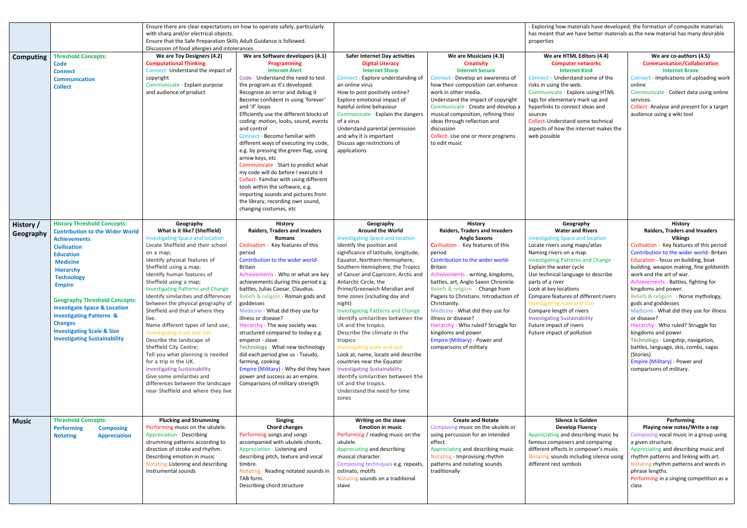| | | | | | | | |
|---|---|---|---|---|---|---|---|
| | | Ensure there are clear expectations on how to operate safely, particularly with sharp and/or electrical objects.<br>Ensure that the Safe Preparation Skills Adult Guidance is followed.<br>Discussion of food allergies and intolerances. | | | | - Exploring how materials have developed; the formation of composite materials has meant that we have better materials as the new material has many desirable properties | |
| **Computing** | **Threshold Concepts:**<br>**Code**<br>**Connect**<br>**Communication**<br>**Collect** | **We are Toy Designers (4.2)**<br>**Computational Thinking**<br>Connect- Understand the impact of copyright<br>Communicate - Explain purpose and audience of product | **We are Software developers (4.1)**<br>**Programming**<br>**Internet Alert**<br>Code - Understand the need to test the program as it's developed.<br>Recognise an error and debug it<br>Become confident in using 'forever' and 'if' loops<br>Efficiently use the different blocks of coding: motion, looks, sound, events and control<br>Connect - Become familiar with different ways of executing my code, e.g. by pressing the green flag, using arrow keys, etc.<br>Communicate - Start to predict what my code will do before I execute it<br>Collect- Familiar with using different tools within the software, e.g. importing sounds and pictures from the library, recording own sound, changing costumes, etc | **Safer Internet Day activities**<br>**Digital Literacy**<br>**Internet Sharp**<br>Connect - Explore understanding of an online virus<br>How to post positivity online?<br>Explore emotional impact of hateful online behaviour<br>Communicate - Explain the dangers of a virus<br>Understand parental permission and why it is important<br>Discuss age restrictions of applications | **We are Musicians (4.3)**<br>**Creativity**<br>**Internet Secure**<br>Connect - Develop an awareness of how their composition can enhance work in other media.<br>Understand the impact of copyright<br>Communicate - Create and develop a musical composition, refining their ideas through reflection and discussion<br>Collect- Use one or more programs to edit music | **We are HTML Editors (4.4)**<br>**Computer networks**<br>**Internet Kind**<br>Connect – Understand some of the risks in using the web.<br>Communicate - Explore using HTML tags for elementary mark up and hyperlinks to connect ideas and sources<br>Collect-Understand some technical aspects of how the internet makes the web possible | **We are co-authors (4.5)**<br>**Communication/Collaboration**<br>**Internet Brave**<br>Connect - Implications of uploading work online<br>Communicate - Collect data using online services.<br>Collect- Analyse and present for a target audience using a wiki tool |
| **History / Geography** | **History Threshold Concepts:**<br>**Contribution to the Wider World**<br>**Achievements**<br>**Civilisation**<br>**Education**<br>**Medicine**<br>**Hierarchy**<br>**Technology**<br>**Empire**<br><br>**Geography Threshold Concepts:**<br>**Investigate Space & Location**<br>**Investigating Patterns & Changes**<br>**Investigating Scale & Size**<br>**Investigating Sustainability** | **Geography**<br>**What is it like? (Sheffield)**<br>Investigating Space and location<br>Locate Sheffield and their school on a map;<br>Identify physical features of Sheffield using a map;<br>Identify human features of Sheffield using a map;<br>Investigating Patterns and Change<br>Identify similarities and differences between the physical geography of Sheffield and that of where they live.<br>Name different types of land use;<br>Investigating scale and size<br>Describe the landscape of Sheffield City Centre;<br>Tell you what planning is needed for a trip in the UK.<br>Investigating Sustainability<br>Give some similarities and differences between the landscape near Sheffield and where they live | **History**<br>**Raiders, Traders and Invaders**<br>**Romans**<br>Civilisation - Key features of this period<br>Contribution to the wider world- Britain<br>Achievements - Who or what are key achievements during this period e.g. battles, Julias Caesar, Claudius.<br>Beliefs & religion - Roman gods and goddesses<br>Medicine - What did they use for illness or disease?<br>Hierarchy - The way society was structured compared to today e.g. emperor - slave.<br>Technology - What new technology did each period give us - Tseudo, farming, cooking.<br>Empire (Military) - Why did they have power and success as an empire.<br>Comparisons of military strength | **Geography**<br>**Around the World**<br>Investigating Space and location<br>Identify the position and significance of latitude, longitude, Equator, Northern Hemisphere, Southern Hemisphere, the Tropics of Cancer and Capricorn, Arctic and Antarctic Circle, the Prime/Greenwich Meridian and time zones (including day and night)<br>Investigating Patterns and Change<br>Identify similarities between the UK and the tropics.<br>Describe the climate in the tropics<br>Investigating scale and size<br>Look at, name, locate and describe countries near the Equator<br>Investigating Sustainability<br>Identify similarities between the UK and the tropics.<br>Understand the need for time zones | **History**<br>**Raiders, Traders and Invaders**<br>**Anglo Saxons**<br>Civilisation - Key features of this period<br>Contribution to the wider world- Britain<br>Achievements - writing, kingdoms, battles, art, Anglo Saxon Chronicle.<br>Beliefs & religion - Change from Pagans to Christians. Introduction of Christianity.<br>Medicine - What did they use for illness or disease?<br>Hierarchy - Who ruled? Struggle for kingdoms and power.<br>Empire (Military) - Power and comparisons of military | **Geography**<br>**Water and Rivers**<br>Investigating Space and location<br>Locate rivers using maps/atlas<br>Naming rivers on a map.<br>Investigating Patterns and Change<br>Explain the water cycle<br>Use technical language to describe parts of a river<br>Look at key locations<br>Compare features of different rivers<br>Investigating scale and size<br>Compare length of rivers<br>Investigating Sustainability<br>Future impact of rivers<br>Future impact of pollution | **History**<br>**Raiders, Traders and Invaders**<br>**Vikings**<br>Civilisation - Key features of this period<br>Contribution to the wider world- Britain<br>Education - focus on building, boat building, weapon making, fine goldsmith work and the art of war.<br>Achievements - Battles, fighting for kingdoms and power.<br>Beliefs & religion - Norse mythology, gods and goddesses<br>Medicine - What did they use for illness or disease?<br>Hierarchy - Who ruled? Struggle for kingdoms and power.<br>Technology - Longship, navigation, battles, language, skis, combs, sagas (Stories)<br>Empire (Military) - Power and comparisons of military. |
| **Music** | **Threshold Concepts:**<br>**Performing** **Composing**<br>**Notating** **Appreciation** | **Plucking and Strumming**<br>Performing music on the ukulele.<br>Appreciation - Describing strumming patterns according to direction of stroke and rhythm.<br>Describing emotion in music<br>Notating-Listening and describing instrumental sounds. | **Singing**<br>**Chord changes**<br>Performing songs and songs accompanied with ukulele chords.<br>Appreciation - Listening and describing pitch, texture and vocal timbre.<br>Notating - Reading notated sounds in TAB form.<br>Describing chord structure | **Writing on the stave**<br>**Emotion in music**<br>Performing / reading music on the ukulele.<br>Appreciating and describing musical character.<br>Composing techniques e.g. repeats, ostinato, motifs<br>Notating sounds on a traditional stave | **Create and Notate**<br>Composing music on the ukulele or using percussion for an intended effect.<br>Appreciating and describing music<br>Notating - Improvising rhythm patterns and notating sounds traditionally | **Silence is Golden**<br>**Develop Fluency**<br>Appreciating and describing music by famous composers and comparing different effects in composer's music.<br>Notating sounds including silence using different rest symbols | **Performing**<br>**Playing new notes/Write a rap**<br>Composing vocal music in a group using a given structure.<br>Appreciating and describing music and rhythm patterns and linking with art.<br>Notating rhythm patterns and words in phrase lengths.<br>Performing in a singing competition as a class |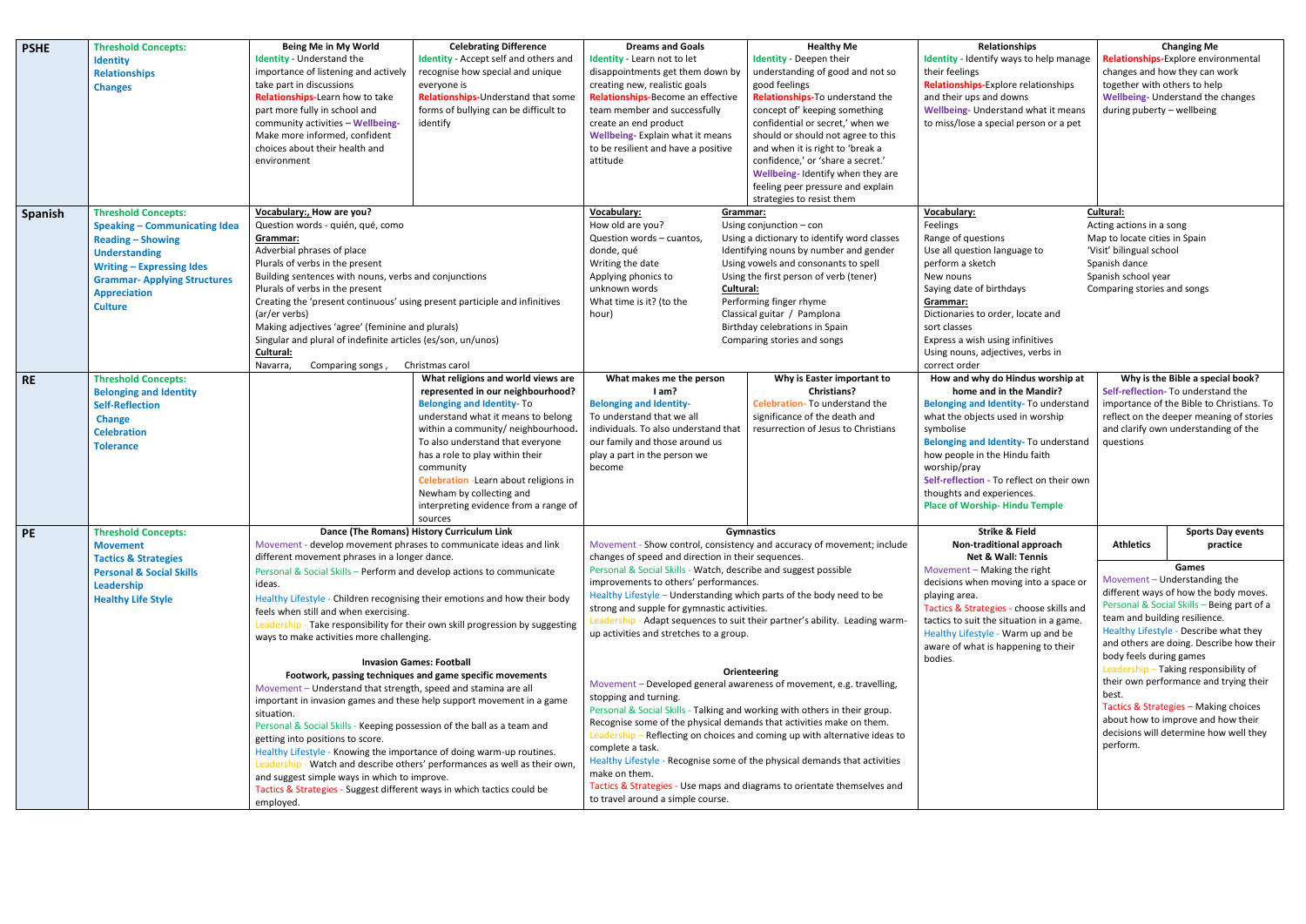| | | | | | | | | |
|---|---|---|---|---|---|---|---|---|
| **PSHE** | **Threshold Concepts:** **Identity** **Relationships** **Changes** | **Being Me in My World** Identity - Understand the importance of listening and actively take part in discussions Relationships-Learn how to take part more fully in school and community activities – Wellbeing- Make more informed, confident choices about their health and environment | **Celebrating Difference** Identity - Accept self and others and recognise how special and unique everyone is Relationships-Understand that some forms of bullying can be difficult to identify | **Dreams and Goals** Identity - Learn not to let disappointments get them down by creating new, realistic goals Relationships-Become an effective team member and successfully create an end product Wellbeing- Explain what it means to be resilient and have a positive attitude | **Healthy Me** Identity - Deepen their understanding of good and not so good feelings Relationships-To understand the concept of' keeping something confidential or secret,' when we should or should not agree to this and when it is right to 'break a confidence,' or 'share a secret.' Wellbeing- Identify when they are feeling peer pressure and explain strategies to resist them | **Relationships** Identity - Identify ways to help manage their feelings Relationships-Explore relationships and their ups and downs Wellbeing- Understand what it means to miss/lose a special person or a pet | **Changing Me** Relationships-Explore environmental changes and how they can work together with others to help Wellbeing- Understand the changes during puberty – wellbeing | |
| **Spanish** | **Threshold Concepts:** **Speaking – Communicating Idea** **Reading – Showing Understanding** **Writing – Expressing Ides** **Grammar- Applying Structures** **Appreciation** **Culture** | **Vocabulary:, How are you?** Question words - quién, qué, como **Grammar:** Adverbial phrases of place Plurals of verbs in the present Building sentences with nouns, verbs and conjunctions Plurals of verbs in the present Creating the 'present continuous' using present participle and infinitives (ar/er verbs) Making adjectives 'agree' (feminine and plurals) Singular and plural of indefinite articles (es/son, un/unos) **Cultural:** Navarra, Comparing songs , Christmas carol | | **Vocabulary:** How old are you? Question words – cuantos, donde, qué Writing the date Applying phonics to unknown words What time is it? (to the hour) | **Grammar:** Using conjunction – con Using a dictionary to identify word classes Identifying nouns by number and gender Using vowels and consonants to spell Using the first person of verb (tener) **Cultural:** Performing finger rhyme Classical guitar / Pamplona Birthday celebrations in Spain Comparing stories and songs | **Vocabulary:** Feelings Range of questions Use all question language to perform a sketch New nouns Saying date of birthdays **Grammar:** Dictionaries to order, locate and sort classes Express a wish using infinitives Using nouns, adjectives, verbs in correct order | **Cultural:** Acting actions in a song Map to locate cities in Spain 'Visit' bilingual school Spanish dance Spanish school year Comparing stories and songs | |
| **RE** | **Threshold Concepts:** **Belonging and Identity** **Self-Reflection** **Change** **Celebration** **Tolerance** | | **What religions and world views are represented in our neighbourhood?** Belonging and Identity- To understand what it means to belong within a community/ neighbourhood. To also understand that everyone has a role to play within their community Celebration -Learn about religions in Newham by collecting and interpreting evidence from a range of sources | **What makes me the person I am?** Belonging and Identity- To understand that we all individuals. To also understand that our family and those around us play a part in the person we become | **Why is Easter important to Christians?** Celebration- To understand the significance of the death and resurrection of Jesus to Christians | **How and why do Hindus worship at home and in the Mandir?** Belonging and Identity- To understand what the objects used in worship symbolise Belonging and Identity- To understand how people in the Hindu faith worship/pray Self-reflection - To reflect on their own thoughts and experiences. Place of Worship- Hindu Temple | **Why is the Bible a special book?** Self-reflection- To understand the importance of the Bible to Christians. To reflect on the deeper meaning of stories and clarify own understanding of the questions | |
| **PE** | **Threshold Concepts:** **Movement** **Tactics & Strategies** **Personal & Social Skills** **Leadership** **Healthy Life Style** | **Dance (The Romans) History Curriculum Link** Movement - develop movement phrases to communicate ideas and link different movement phrases in a longer dance. Personal & Social Skills – Perform and develop actions to communicate ideas. Healthy Lifestyle - Children recognising their emotions and how their body feels when still and when exercising. Leadership - Take responsibility for their own skill progression by suggesting ways to make activities more challenging. **Invasion Games: Football** **Footwork, passing techniques and game specific movements** Movement – Understand that strength, speed and stamina are all important in invasion games and these help support movement in a game situation. Personal & Social Skills - Keeping possession of the ball as a team and getting into positions to score. Healthy Lifestyle - Knowing the importance of doing warm-up routines. Leadership - Watch and describe others' performances as well as their own, and suggest simple ways in which to improve. Tactics & Strategies - Suggest different ways in which tactics could be employed. | | **Gymnastics** Movement - Show control, consistency and accuracy of movement; include changes of speed and direction in their sequences. Personal & Social Skills - Watch, describe and suggest possible improvements to others' performances. Healthy Lifestyle – Understanding which parts of the body need to be strong and supple for gymnastic activities. Leadership - Adapt sequences to suit their partner's ability. Leading warm-up activities and stretches to a group. **Orienteering** Movement – Developed general awareness of movement, e.g. travelling, stopping and turning. Personal & Social Skills - Talking and working with others in their group. Recognise some of the physical demands that activities make on them. Leadership – Reflecting on choices and coming up with alternative ideas to complete a task. Healthy Lifestyle - Recognise some of the physical demands that activities make on them. Tactics & Strategies - Use maps and diagrams to orientate themselves and to travel around a simple course. | | **Strike & Field** **Non-traditional approach** **Net & Wall: Tennis** Movement – Making the right decisions when moving into a space or playing area. Tactics & Strategies - choose skills and tactics to suit the situation in a game. Healthy Lifestyle - Warm up and be aware of what is happening to their bodies. | **Athletics** **Games** Movement – Understanding the different ways of how the body moves. Personal & Social Skills – Being part of a team and building resilience. Healthy Lifestyle - Describe what they and others are doing. Describe how their body feels during games Leadership – Taking responsibility of their own performance and trying their best. Tactics & Strategies – Making choices about how to improve and how their decisions will determine how well they perform. | **Sports Day events practice** |